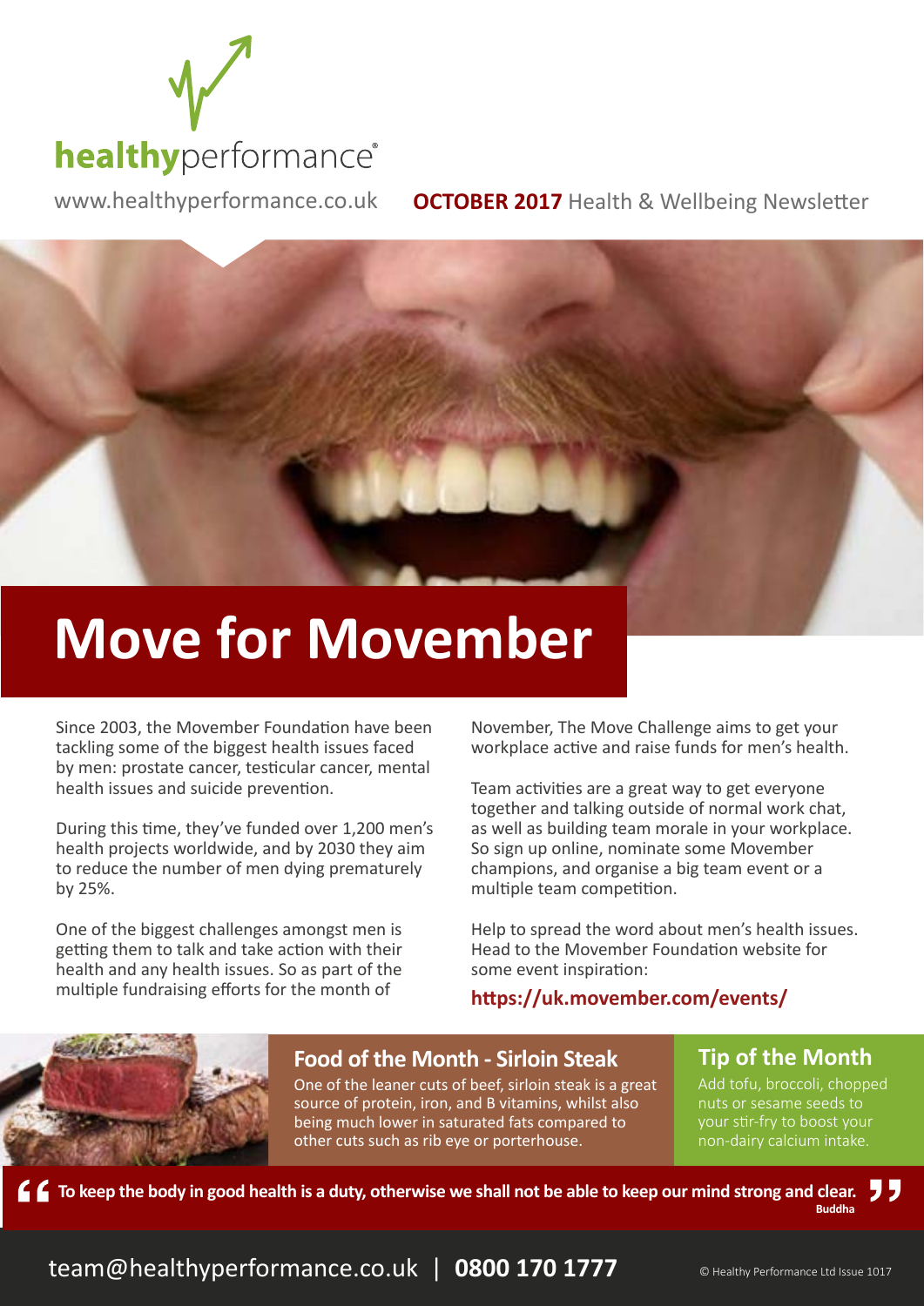healthyperformance®

www.healthyperformance.co.uk **OCTOBER 2017** Health & Wellbeing Newsletter

# Move for Movember

Since 2003, the Movember Foundation have been tackling some of the biggest health issues faced by men: prostate cancer, testicular cancer, mental health issues and suicide prevention.

During this time, they've funded over 1,200 men's health projects worldwide, and by 2030 they aim to reduce the number of men dying prematurely by 25%.

One of the biggest challenges amongst men is getting them to talk and take action with their health and any health issues. So as part of the multiple fundraising efforts for the month of November, The Move Challenge aims to get your workplace active and raise funds for men's health.

Team activities are a great way to get everyone together and talking outside of normal work chat, as well as building team morale in your workplace. So sign up online, nominate some Movember champions, and organise a big team event or a multiple team competition.

Help to spread the word about men's health issues. Head to the Movember Foundation website for some event inspiration:

**https://uk.movember.com/events/**

## Food of the Month - Sirloin Steak

One of the leaner cuts of beef, sirloin steak is a great source of protein, iron, and B vitamins, whilst also being much lower in saturated fats compared to other cuts such as rib eye or porterhouse.

## Tip of the Month

Add tofu, broccoli, chopped nuts or sesame seeds to your stir-fry to boost your non-dairy calcium intake.

> **To keep the body in good health is a duty, otherwise we shall not be able to keep our mind strong and clear.**
> **Buddha**

team@healthyperformance.co.uk | **0800 170 1777**

© Healthy Performance Ltd Issue 1017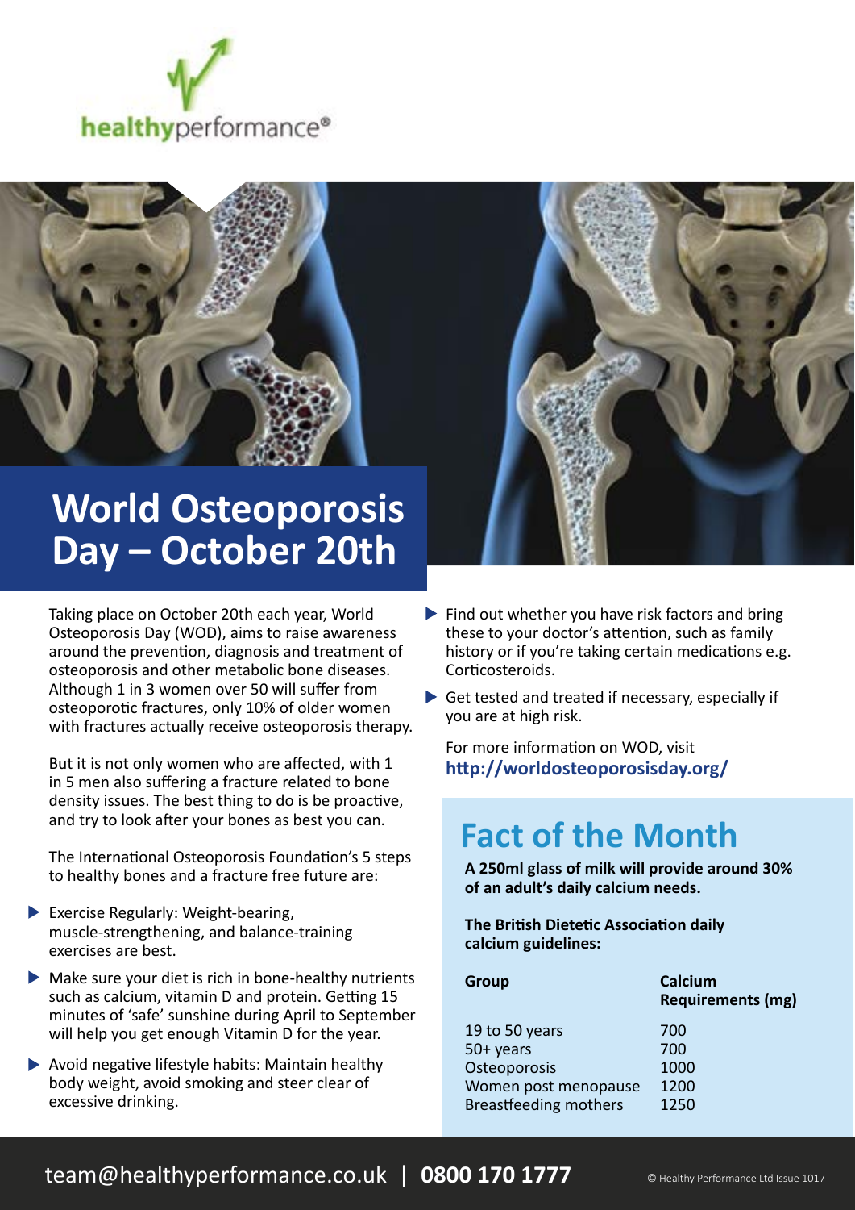healthyperformance®

# World Osteoporosis Day – October 20th

Taking place on October 20th each year, World Osteoporosis Day (WOD), aims to raise awareness around the prevention, diagnosis and treatment of osteoporosis and other metabolic bone diseases. Although 1 in 3 women over 50 will suffer from osteoporotic fractures, only 10% of older women with fractures actually receive osteoporosis therapy.

But it is not only women who are affected, with 1 in 5 men also suffering a fracture related to bone density issues. The best thing to do is be proactive, and try to look after your bones as best you can.

The International Osteoporosis Foundation's 5 steps to healthy bones and a fracture free future are:

- Exercise Regularly: Weight-bearing, muscle-strengthening, and balance-training exercises are best.
- Make sure your diet is rich in bone-healthy nutrients such as calcium, vitamin D and protein. Getting 15 minutes of 'safe' sunshine during April to September will help you get enough Vitamin D for the year.
- Avoid negative lifestyle habits: Maintain healthy body weight, avoid smoking and steer clear of excessive drinking.
- Find out whether you have risk factors and bring these to your doctor's attention, such as family history or if you're taking certain medications e.g. Corticosteroids.
- Get tested and treated if necessary, especially if you are at high risk.

For more information on WOD, visit **http://worldosteoporosisday.org/**

## Fact of the Month

**A 250ml glass of milk will provide around 30% of an adult's daily calcium needs.**

**The British Dietetic Association daily calcium guidelines:**

| Group | Calcium Requirements (mg) |
|---|---|
| 19 to 50 years | 700 |
| 50+ years | 700 |
| Osteoporosis | 1000 |
| Women post menopause | 1200 |
| Breastfeeding mothers | 1250 |

team@healthyperformance.co.uk | **0800 170 1777**

© Healthy Performance Ltd Issue 1017